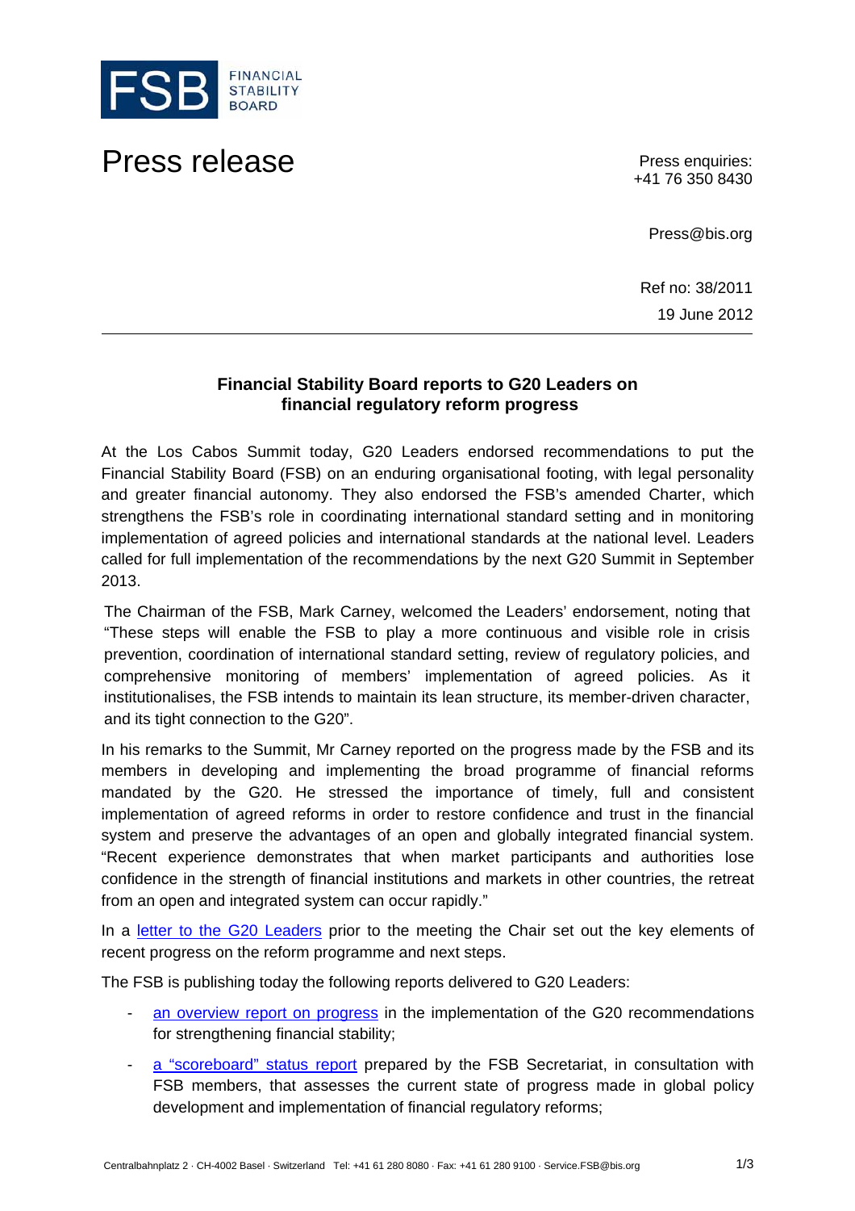FSB FINANCIAL STABILITY BOARD

# Press release

Press enquiries:
+41 76 350 8430

Press@bis.org

Ref no: 38/2011
19 June 2012

---

## Financial Stability Board reports to G20 Leaders on financial regulatory reform progress

At the Los Cabos Summit today, G20 Leaders endorsed recommendations to put the Financial Stability Board (FSB) on an enduring organisational footing, with legal personality and greater financial autonomy. They also endorsed the FSB's amended Charter, which strengthens the FSB's role in coordinating international standard setting and in monitoring implementation of agreed policies and international standards at the national level. Leaders called for full implementation of the recommendations by the next G20 Summit in September 2013.

The Chairman of the FSB, Mark Carney, welcomed the Leaders' endorsement, noting that "These steps will enable the FSB to play a more continuous and visible role in crisis prevention, coordination of international standard setting, review of regulatory policies, and comprehensive monitoring of members' implementation of agreed policies. As it institutionalises, the FSB intends to maintain its lean structure, its member-driven character, and its tight connection to the G20".

In his remarks to the Summit, Mr Carney reported on the progress made by the FSB and its members in developing and implementing the broad programme of financial reforms mandated by the G20. He stressed the importance of timely, full and consistent implementation of agreed reforms in order to restore confidence and trust in the financial system and preserve the advantages of an open and globally integrated financial system. "Recent experience demonstrates that when market participants and authorities lose confidence in the strength of financial institutions and markets in other countries, the retreat from an open and integrated system can occur rapidly."

In a letter to the G20 Leaders prior to the meeting the Chair set out the key elements of recent progress on the reform programme and next steps.

The FSB is publishing today the following reports delivered to G20 Leaders:

- an overview report on progress in the implementation of the G20 recommendations for strengthening financial stability;
- a "scoreboard" status report prepared by the FSB Secretariat, in consultation with FSB members, that assesses the current state of progress made in global policy development and implementation of financial regulatory reforms;

Centralbahnplatz 2 · CH-4002 Basel · Switzerland Tel: +41 61 280 8080 · Fax: +41 61 280 9100 · Service.FSB@bis.org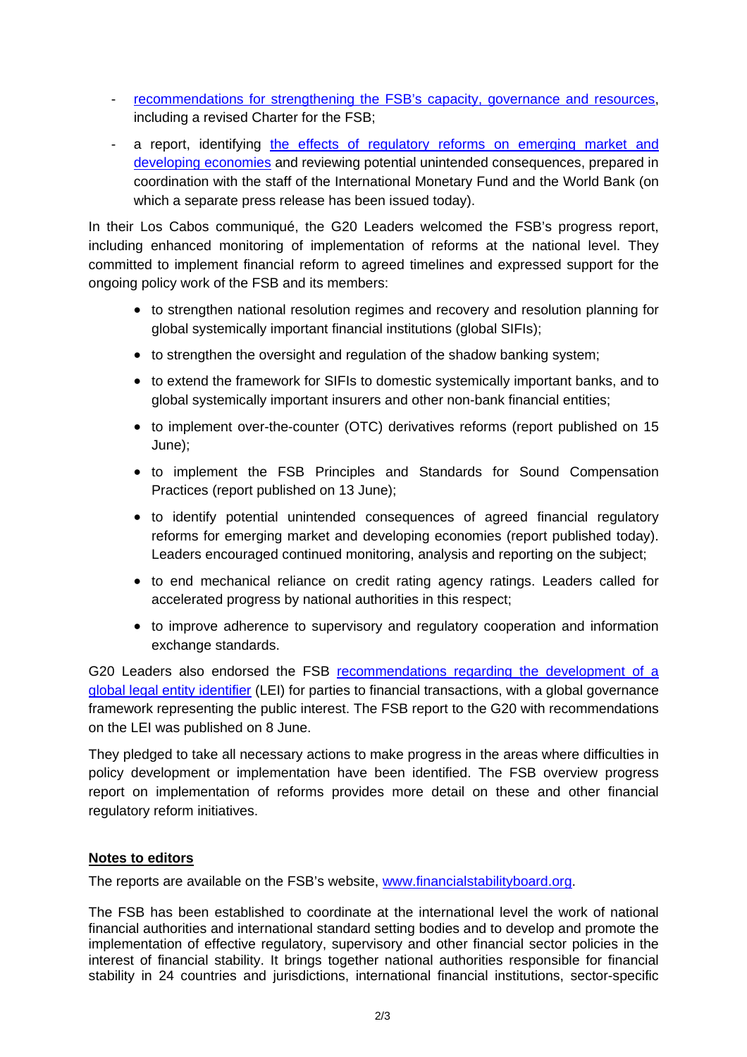- recommendations for strengthening the FSB's capacity, governance and resources, including a revised Charter for the FSB;
- a report, identifying the effects of regulatory reforms on emerging market and developing economies and reviewing potential unintended consequences, prepared in coordination with the staff of the International Monetary Fund and the World Bank (on which a separate press release has been issued today).

In their Los Cabos communiqué, the G20 Leaders welcomed the FSB's progress report, including enhanced monitoring of implementation of reforms at the national level. They committed to implement financial reform to agreed timelines and expressed support for the ongoing policy work of the FSB and its members:

- to strengthen national resolution regimes and recovery and resolution planning for global systemically important financial institutions (global SIFIs);
- to strengthen the oversight and regulation of the shadow banking system;
- to extend the framework for SIFIs to domestic systemically important banks, and to global systemically important insurers and other non-bank financial entities;
- to implement over-the-counter (OTC) derivatives reforms (report published on 15 June);
- to implement the FSB Principles and Standards for Sound Compensation Practices (report published on 13 June);
- to identify potential unintended consequences of agreed financial regulatory reforms for emerging market and developing economies (report published today). Leaders encouraged continued monitoring, analysis and reporting on the subject;
- to end mechanical reliance on credit rating agency ratings. Leaders called for accelerated progress by national authorities in this respect;
- to improve adherence to supervisory and regulatory cooperation and information exchange standards.

G20 Leaders also endorsed the FSB recommendations regarding the development of a global legal entity identifier (LEI) for parties to financial transactions, with a global governance framework representing the public interest. The FSB report to the G20 with recommendations on the LEI was published on 8 June.

They pledged to take all necessary actions to make progress in the areas where difficulties in policy development or implementation have been identified. The FSB overview progress report on implementation of reforms provides more detail on these and other financial regulatory reform initiatives.

**Notes to editors**

The reports are available on the FSB's website, www.financialstabilityboard.org.

The FSB has been established to coordinate at the international level the work of national financial authorities and international standard setting bodies and to develop and promote the implementation of effective regulatory, supervisory and other financial sector policies in the interest of financial stability. It brings together national authorities responsible for financial stability in 24 countries and jurisdictions, international financial institutions, sector-specific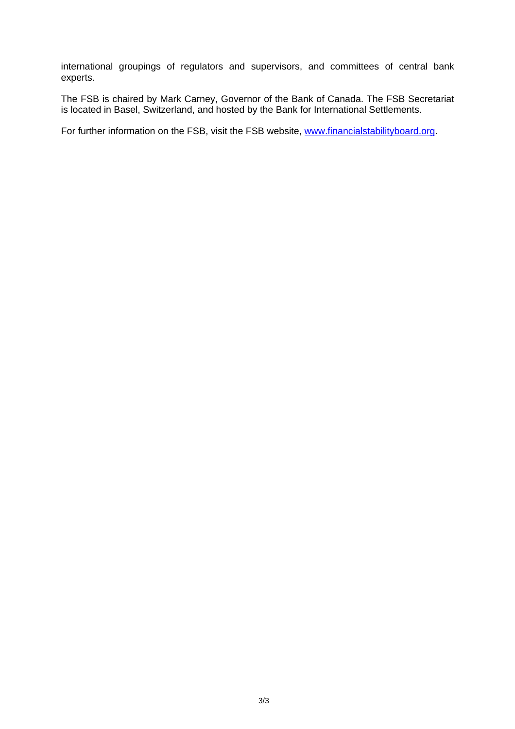international groupings of regulators and supervisors, and committees of central bank experts.

The FSB is chaired by Mark Carney, Governor of the Bank of Canada. The FSB Secretariat is located in Basel, Switzerland, and hosted by the Bank for International Settlements.

For further information on the FSB, visit the FSB website, [www.financialstabilityboard.org](http://www.financialstabilityboard.org).